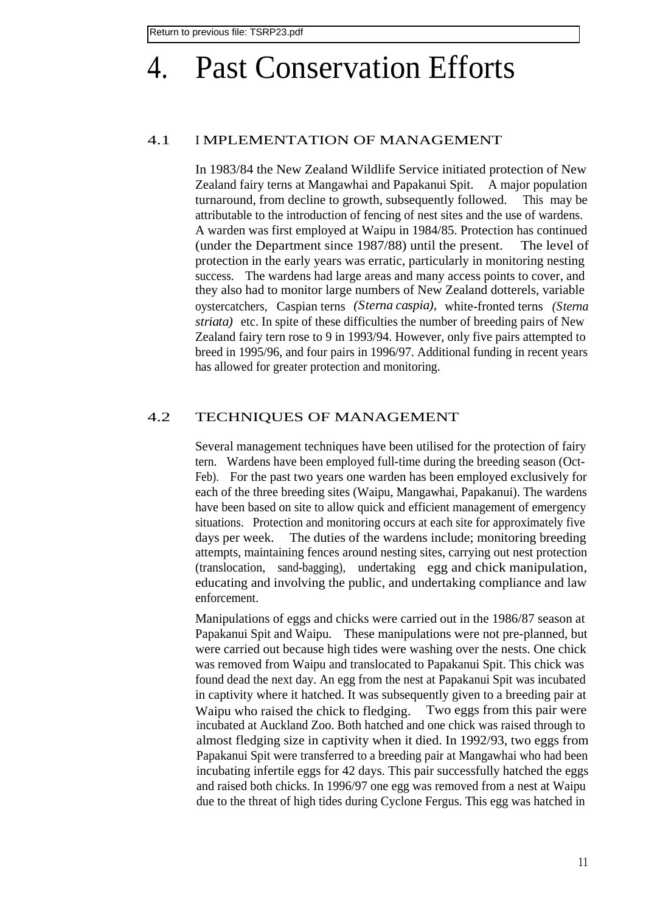Return to previous file: TSRP23.pdf

# 4. Past Conservation Efforts

## 4.1 IMPLEMENTATION OF MANAGEMENT

In 1983/84 the New Zealand Wildlife Service initiated protection of New Zealand fairy terns at Mangawhai and Papakanui Spit. A major population turnaround, from decline to growth, subsequently followed. This may be attributable to the introduction of fencing of nest sites and the use of wardens. A warden was first employed at Waipu in 1984/85. Protection has continued (under the Department since 1987/88) until the present. The level of protection in the early years was erratic, particularly in monitoring nesting success. The wardens had large areas and many access points to cover, and they also had to monitor large numbers of New Zealand dotterels, variable oystercatchers, Caspian terns *(Sterna caspia)*, white-fronted terns *(Sterna striata)* etc. In spite of these difficulties the number of breeding pairs of New Zealand fairy tern rose to 9 in 1993/94. However, only five pairs attempted to breed in 1995/96, and four pairs in 1996/97. Additional funding in recent years has allowed for greater protection and monitoring.

## 4.2 TECHNIQUES OF MANAGEMENT

Several management techniques have been utilised for the protection of fairy tern. Wardens have been employed full-time during the breeding season (Oct-Feb). For the past two years one warden has been employed exclusively for each of the three breeding sites (Waipu, Mangawhai, Papakanui). The wardens have been based on site to allow quick and efficient management of emergency situations. Protection and monitoring occurs at each site for approximately five days per week. The duties of the wardens include; monitoring breeding attempts, maintaining fences around nesting sites, carrying out nest protection (translocation, sand-bagging), undertaking egg and chick manipulation, educating and involving the public, and undertaking compliance and law enforcement.

Manipulations of eggs and chicks were carried out in the 1986/87 season at Papakanui Spit and Waipu. These manipulations were not pre-planned, but were carried out because high tides were washing over the nests. One chick was removed from Waipu and translocated to Papakanui Spit. This chick was found dead the next day. An egg from the nest at Papakanui Spit was incubated in captivity where it hatched. It was subsequently given to a breeding pair at Waipu who raised the chick to fledging. Two eggs from this pair were incubated at Auckland Zoo. Both hatched and one chick was raised through to almost fledging size in captivity when it died. In 1992/93, two eggs from Papakanui Spit were transferred to a breeding pair at Mangawhai who had been incubating infertile eggs for 42 days. This pair successfully hatched the eggs and raised both chicks. In 1996/97 one egg was removed from a nest at Waipu due to the threat of high tides during Cyclone Fergus. This egg was hatched in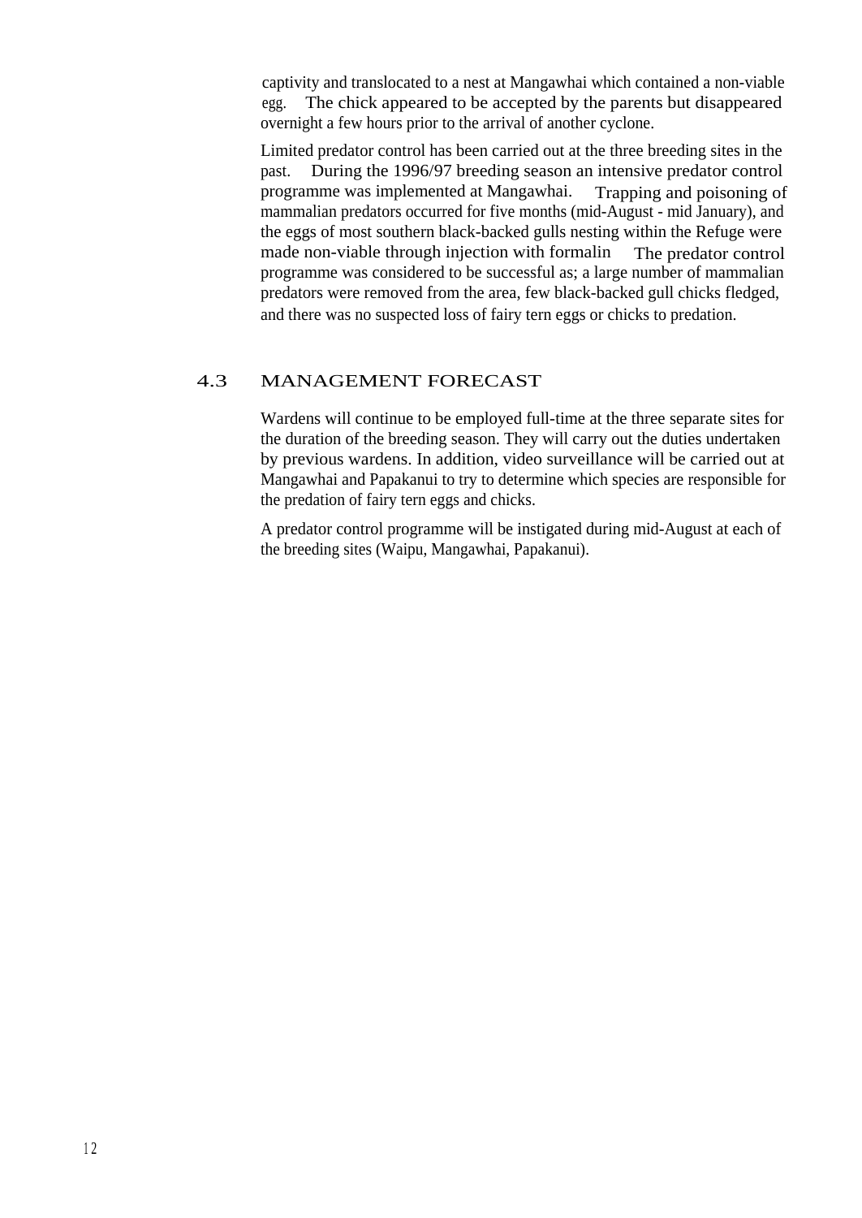captivity and translocated to a nest at Mangawhai which contained a non-viable egg. The chick appeared to be accepted by the parents but disappeared overnight a few hours prior to the arrival of another cyclone.

Limited predator control has been carried out at the three breeding sites in the past. During the 1996/97 breeding season an intensive predator control programme was implemented at Mangawhai. Trapping and poisoning of mammalian predators occurred for five months (mid-August - mid January), and the eggs of most southern black-backed gulls nesting within the Refuge were made non-viable through injection with formalin The predator control programme was considered to be successful as; a large number of mammalian predators were removed from the area, few black-backed gull chicks fledged, and there was no suspected loss of fairy tern eggs or chicks to predation.

## 4.3 MANAGEMENT FORECAST

Wardens will continue to be employed full-time at the three separate sites for the duration of the breeding season. They will carry out the duties undertaken by previous wardens. In addition, video surveillance will be carried out at Mangawhai and Papakanui to try to determine which species are responsible for the predation of fairy tern eggs and chicks.

A predator control programme will be instigated during mid-August at each of the breeding sites (Waipu, Mangawhai, Papakanui).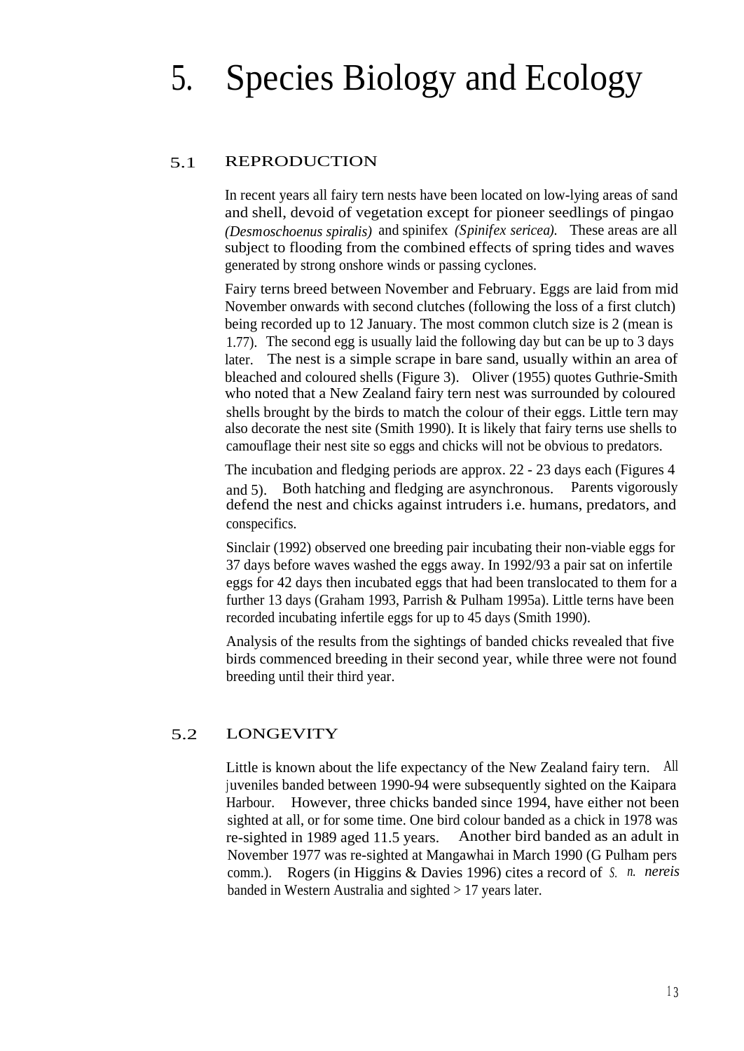# 5. Species Biology and Ecology

## 5.1 REPRODUCTION

In recent years all fairy tern nests have been located on low-lying areas of sand and shell, devoid of vegetation except for pioneer seedlings of pingao *(Desmoschoenus spiralis)* and spinifex *(Spinifex sericea).* These areas are all subject to flooding from the combined effects of spring tides and waves generated by strong onshore winds or passing cyclones.

Fairy terns breed between November and February. Eggs are laid from mid November onwards with second clutches (following the loss of a first clutch) being recorded up to 12 January. The most common clutch size is 2 (mean is 1.77). The second egg is usually laid the following day but can be up to 3 days later. The nest is a simple scrape in bare sand, usually within an area of bleached and coloured shells (Figure 3). Oliver (1955) quotes Guthrie-Smith who noted that a New Zealand fairy tern nest was surrounded by coloured shells brought by the birds to match the colour of their eggs. Little tern may also decorate the nest site (Smith 1990). It is likely that fairy terns use shells to camouflage their nest site so eggs and chicks will not be obvious to predators.

The incubation and fledging periods are approx. 22 - 23 days each (Figures 4 and 5). Both hatching and fledging are asynchronous. Parents vigorously defend the nest and chicks against intruders i.e. humans, predators, and conspecifics.

Sinclair (1992) observed one breeding pair incubating their non-viable eggs for 37 days before waves washed the eggs away. In 1992/93 a pair sat on infertile eggs for 42 days then incubated eggs that had been translocated to them for a further 13 days (Graham 1993, Parrish & Pulham 1995a). Little terns have been recorded incubating infertile eggs for up to 45 days (Smith 1990).

Analysis of the results from the sightings of banded chicks revealed that five birds commenced breeding in their second year, while three were not found breeding until their third year.

## 5.2 LONGEVITY

Little is known about the life expectancy of the New Zealand fairy tern. All juveniles banded between 1990-94 were subsequently sighted on the Kaipara Harbour. However, three chicks banded since 1994, have either not been sighted at all, or for some time. One bird colour banded as a chick in 1978 was re-sighted in 1989 aged 11.5 years. Another bird banded as an adult in November 1977 was re-sighted at Mangawhai in March 1990 (G Pulham pers comm.). Rogers (in Higgins & Davies 1996) cites a record of *S. n. nereis* banded in Western Australia and sighted > 17 years later.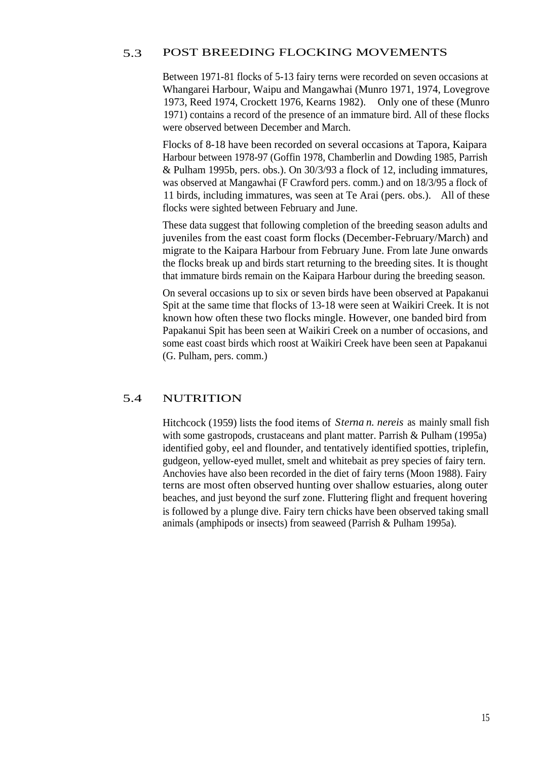## 5.3 POST BREEDING FLOCKING MOVEMENTS

Between 1971-81 flocks of 5-13 fairy terns were recorded on seven occasions at Whangarei Harbour, Waipu and Mangawhai (Munro 1971, 1974, Lovegrove 1973, Reed 1974, Crockett 1976, Kearns 1982). Only one of these (Munro 1971) contains a record of the presence of an immature bird. All of these flocks were observed between December and March.

Flocks of 8-18 have been recorded on several occasions at Tapora, Kaipara Harbour between 1978-97 (Goffin 1978, Chamberlin and Dowding 1985, Parrish & Pulham 1995b, pers. obs.). On 30/3/93 a flock of 12, including immatures, was observed at Mangawhai (F Crawford pers. comm.) and on 18/3/95 a flock of 11 birds, including immatures, was seen at Te Arai (pers. obs.). All of these flocks were sighted between February and June.

These data suggest that following completion of the breeding season adults and juveniles from the east coast form flocks (December-February/March) and migrate to the Kaipara Harbour from February June. From late June onwards the flocks break up and birds start returning to the breeding sites. It is thought that immature birds remain on the Kaipara Harbour during the breeding season.

On several occasions up to six or seven birds have been observed at Papakanui Spit at the same time that flocks of 13-18 were seen at Waikiri Creek. It is not known how often these two flocks mingle. However, one banded bird from Papakanui Spit has been seen at Waikiri Creek on a number of occasions, and some east coast birds which roost at Waikiri Creek have been seen at Papakanui (G. Pulham, pers. comm.)

## 5.4 NUTRITION

Hitchcock (1959) lists the food items of *Sterna n. nereis* as mainly small fish with some gastropods, crustaceans and plant matter. Parrish & Pulham (1995a) identified goby, eel and flounder, and tentatively identified spotties, triplefin, gudgeon, yellow-eyed mullet, smelt and whitebait as prey species of fairy tern. Anchovies have also been recorded in the diet of fairy terns (Moon 1988). Fairy terns are most often observed hunting over shallow estuaries, along outer beaches, and just beyond the surf zone. Fluttering flight and frequent hovering is followed by a plunge dive. Fairy tern chicks have been observed taking small animals (amphipods or insects) from seaweed (Parrish & Pulham 1995a).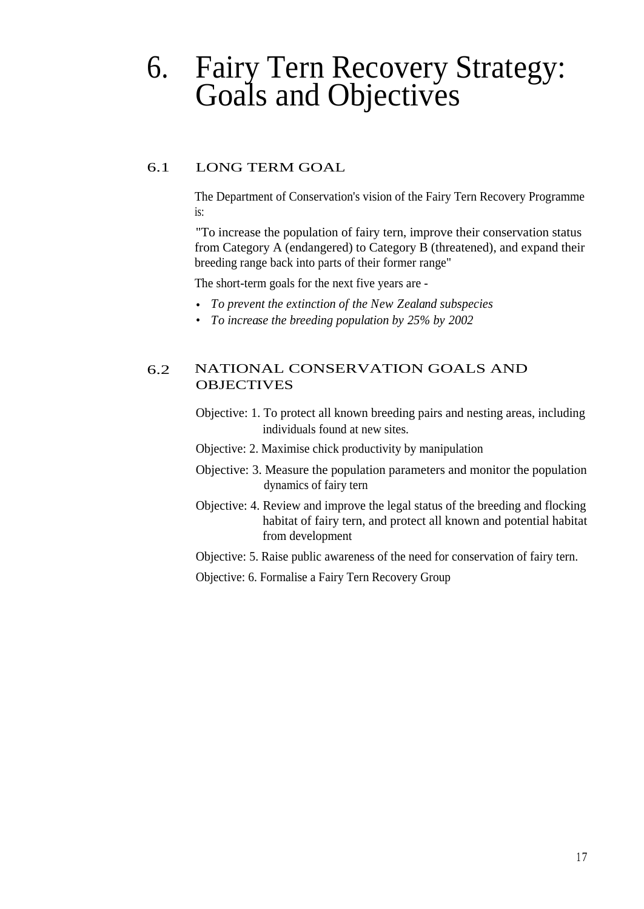# 6. Fairy Tern Recovery Strategy: Goals and Objectives

## 6.1 LONG TERM GOAL

The Department of Conservation's vision of the Fairy Tern Recovery Programme is:

"To increase the population of fairy tern, improve their conservation status from Category A (endangered) to Category B (threatened), and expand their breeding range back into parts of their former range"

The short-term goals for the next five years are -

- *To prevent the extinction of the New Zealand subspecies*
- *To increase the breeding population by 25% by 2002*

## 6.2 NATIONAL CONSERVATION GOALS AND OBJECTIVES

Objective: 1. To protect all known breeding pairs and nesting areas, including individuals found at new sites.

Objective: 2. Maximise chick productivity by manipulation

Objective: 3. Measure the population parameters and monitor the population dynamics of fairy tern

Objective: 4. Review and improve the legal status of the breeding and flocking habitat of fairy tern, and protect all known and potential habitat from development

Objective: 5. Raise public awareness of the need for conservation of fairy tern.

Objective: 6. Formalise a Fairy Tern Recovery Group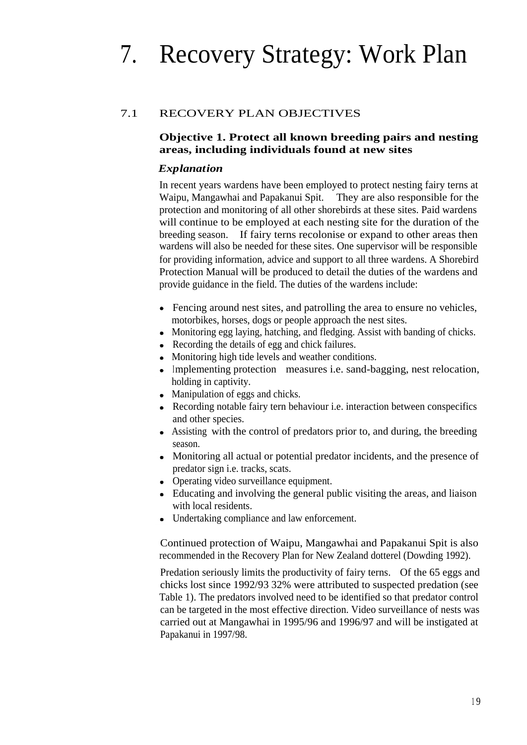// Note: chunk has page_info tags but not document page content—no, fine.
# 7. Recovery Strategy: Work Plan

## 7.1 RECOVERY PLAN OBJECTIVES

**Objective 1. Protect all known breeding pairs and nesting areas, including individuals found at new sites**

***Explanation***

In recent years wardens have been employed to protect nesting fairy terns at Waipu, Mangawhai and Papakanui Spit. They are also responsible for the protection and monitoring of all other shorebirds at these sites. Paid wardens will continue to be employed at each nesting site for the duration of the breeding season. If fairy terns recolonise or expand to other areas then wardens will also be needed for these sites. One supervisor will be responsible for providing information, advice and support to all three wardens. A Shorebird Protection Manual will be produced to detail the duties of the wardens and provide guidance in the field. The duties of the wardens include:

- Fencing around nest sites, and patrolling the area to ensure no vehicles, motorbikes, horses, dogs or people approach the nest sites.
- Monitoring egg laying, hatching, and fledging. Assist with banding of chicks.
- Recording the details of egg and chick failures.
- Monitoring high tide levels and weather conditions.
- Implementing protection measures i.e. sand-bagging, nest relocation, holding in captivity.
- Manipulation of eggs and chicks.
- Recording notable fairy tern behaviour i.e. interaction between conspecifics and other species.
- Assisting with the control of predators prior to, and during, the breeding season.
- Monitoring all actual or potential predator incidents, and the presence of predator sign i.e. tracks, scats.
- Operating video surveillance equipment.
- Educating and involving the general public visiting the areas, and liaison with local residents.
- Undertaking compliance and law enforcement.

Continued protection of Waipu, Mangawhai and Papakanui Spit is also recommended in the Recovery Plan for New Zealand dotterel (Dowding 1992).

Predation seriously limits the productivity of fairy terns. Of the 65 eggs and chicks lost since 1992/93 32% were attributed to suspected predation (see Table 1). The predators involved need to be identified so that predator control can be targeted in the most effective direction. Video surveillance of nests was carried out at Mangawhai in 1995/96 and 1996/97 and will be instigated at Papakanui in 1997/98.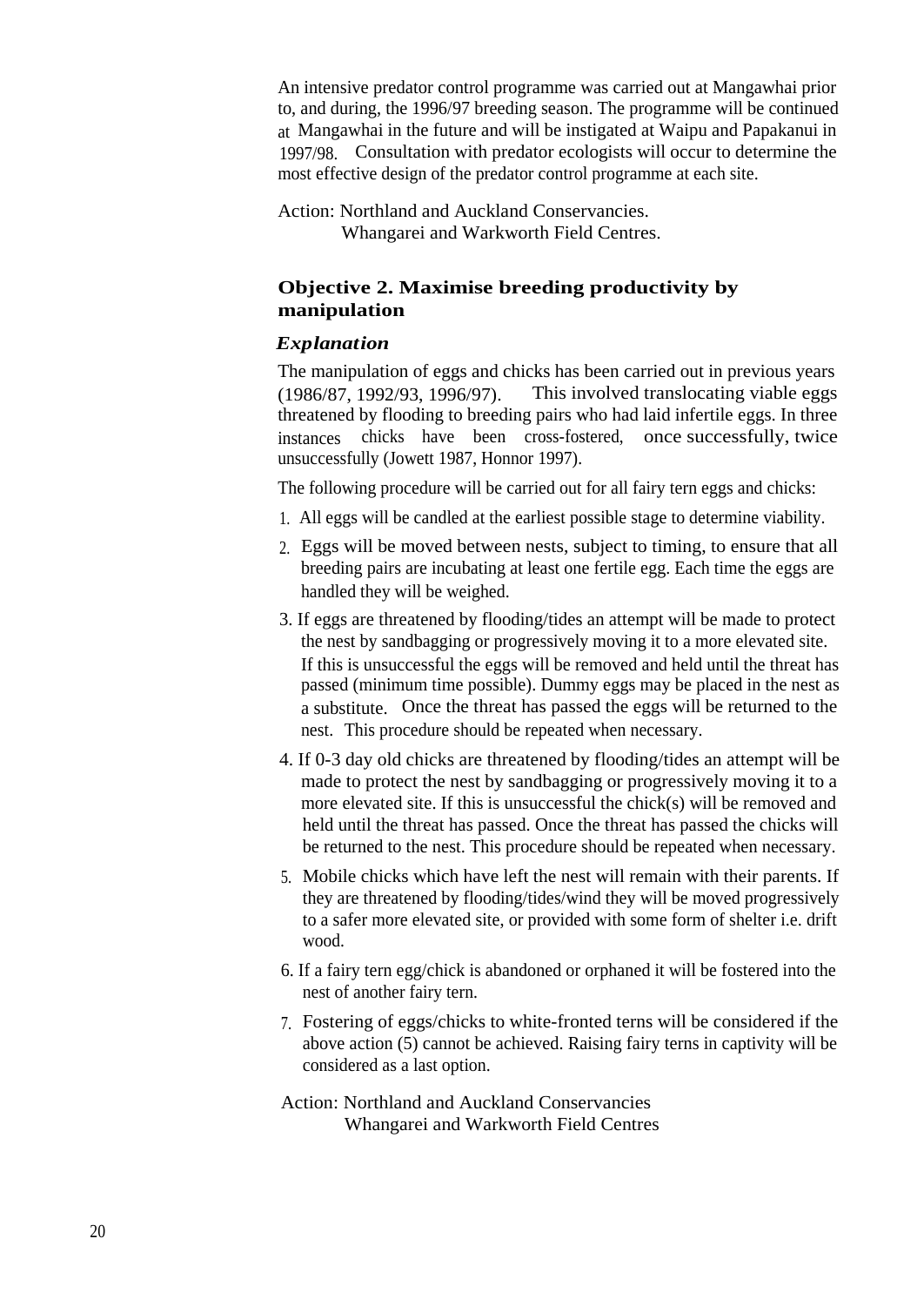An intensive predator control programme was carried out at Mangawhai prior to, and during, the 1996/97 breeding season. The programme will be continued at Mangawhai in the future and will be instigated at Waipu and Papakanui in 1997/98. Consultation with predator ecologists will occur to determine the most effective design of the predator control programme at each site.

Action: Northland and Auckland Conservancies.
Whangarei and Warkworth Field Centres.

### Objective 2. Maximise breeding productivity by manipulation

#### *Explanation*

The manipulation of eggs and chicks has been carried out in previous years (1986/87, 1992/93, 1996/97). This involved translocating viable eggs threatened by flooding to breeding pairs who had laid infertile eggs. In three instances chicks have been cross-fostered, once successfully, twice unsuccessfully (Jowett 1987, Honnor 1997).

The following procedure will be carried out for all fairy tern eggs and chicks:

1. All eggs will be candled at the earliest possible stage to determine viability.
2. Eggs will be moved between nests, subject to timing, to ensure that all breeding pairs are incubating at least one fertile egg. Each time the eggs are handled they will be weighed.
3. If eggs are threatened by flooding/tides an attempt will be made to protect the nest by sandbagging or progressively moving it to a more elevated site. If this is unsuccessful the eggs will be removed and held until the threat has passed (minimum time possible). Dummy eggs may be placed in the nest as a substitute. Once the threat has passed the eggs will be returned to the nest. This procedure should be repeated when necessary.
4. If 0-3 day old chicks are threatened by flooding/tides an attempt will be made to protect the nest by sandbagging or progressively moving it to a more elevated site. If this is unsuccessful the chick(s) will be removed and held until the threat has passed. Once the threat has passed the chicks will be returned to the nest. This procedure should be repeated when necessary.
5. Mobile chicks which have left the nest will remain with their parents. If they are threatened by flooding/tides/wind they will be moved progressively to a safer more elevated site, or provided with some form of shelter i.e. drift wood.
6. If a fairy tern egg/chick is abandoned or orphaned it will be fostered into the nest of another fairy tern.
7. Fostering of eggs/chicks to white-fronted terns will be considered if the above action (5) cannot be achieved. Raising fairy terns in captivity will be considered as a last option.

Action: Northland and Auckland Conservancies
Whangarei and Warkworth Field Centres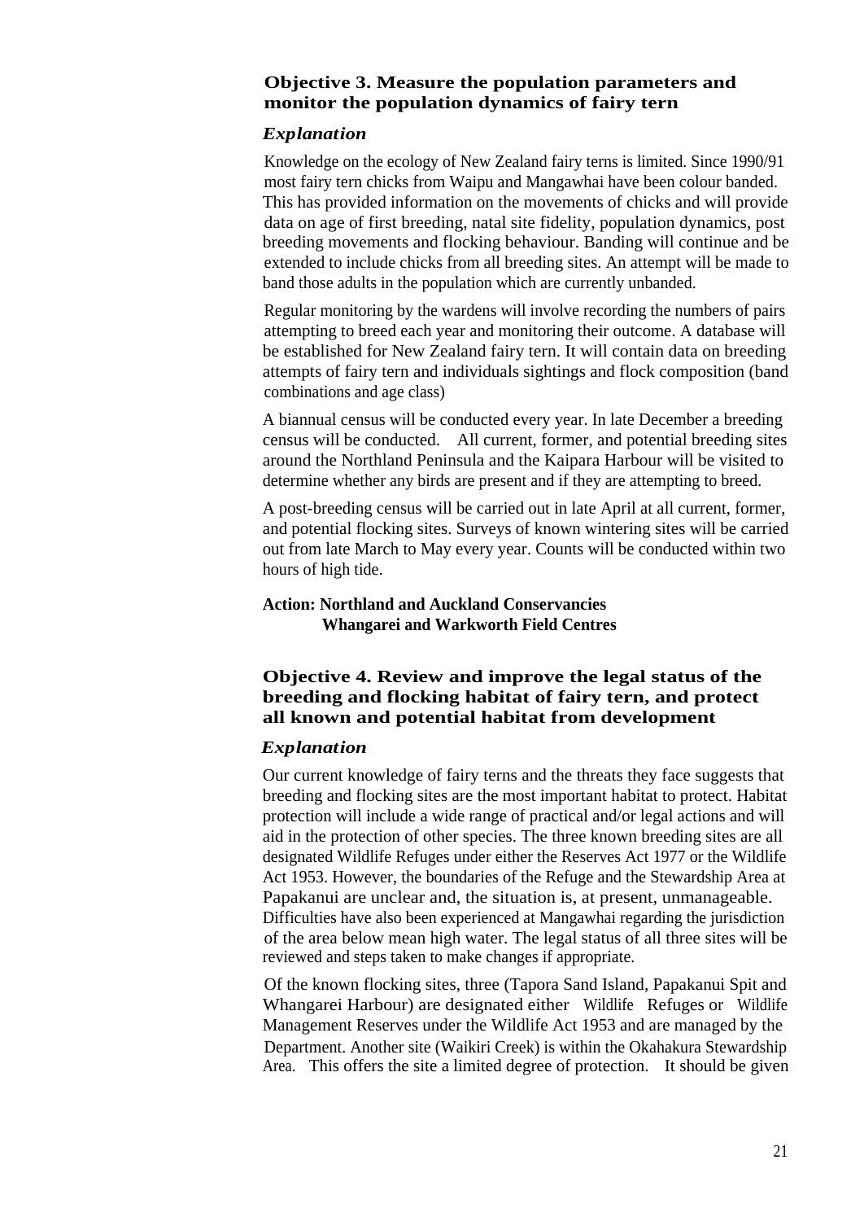### Objective 3. Measure the population parameters and monitor the population dynamics of fairy tern

#### *Explanation*

Knowledge on the ecology of New Zealand fairy terns is limited. Since 1990/91 most fairy tern chicks from Waipu and Mangawhai have been colour banded. This has provided information on the movements of chicks and will provide data on age of first breeding, natal site fidelity, population dynamics, post breeding movements and flocking behaviour. Banding will continue and be extended to include chicks from all breeding sites. An attempt will be made to band those adults in the population which are currently unbanded.

Regular monitoring by the wardens will involve recording the numbers of pairs attempting to breed each year and monitoring their outcome. A database will be established for New Zealand fairy tern. It will contain data on breeding attempts of fairy tern and individuals sightings and flock composition (band combinations and age class)

A biannual census will be conducted every year. In late December a breeding census will be conducted. All current, former, and potential breeding sites around the Northland Peninsula and the Kaipara Harbour will be visited to determine whether any birds are present and if they are attempting to breed.

A post-breeding census will be carried out in late April at all current, former, and potential flocking sites. Surveys of known wintering sites will be carried out from late March to May every year. Counts will be conducted within two hours of high tide.

**Action: Northland and Auckland Conservancies**
**Whangarei and Warkworth Field Centres**

### Objective 4. Review and improve the legal status of the breeding and flocking habitat of fairy tern, and protect all known and potential habitat from development

#### *Explanation*

Our current knowledge of fairy terns and the threats they face suggests that breeding and flocking sites are the most important habitat to protect. Habitat protection will include a wide range of practical and/or legal actions and will aid in the protection of other species. The three known breeding sites are all designated Wildlife Refuges under either the Reserves Act 1977 or the Wildlife Act 1953. However, the boundaries of the Refuge and the Stewardship Area at Papakanui are unclear and, the situation is, at present, unmanageable. Difficulties have also been experienced at Mangawhai regarding the jurisdiction of the area below mean high water. The legal status of all three sites will be reviewed and steps taken to make changes if appropriate.

Of the known flocking sites, three (Tapora Sand Island, Papakanui Spit and Whangarei Harbour) are designated either Wildlife Refuges or Wildlife Management Reserves under the Wildlife Act 1953 and are managed by the Department. Another site (Waikiri Creek) is within the Okahakura Stewardship Area. This offers the site a limited degree of protection. It should be given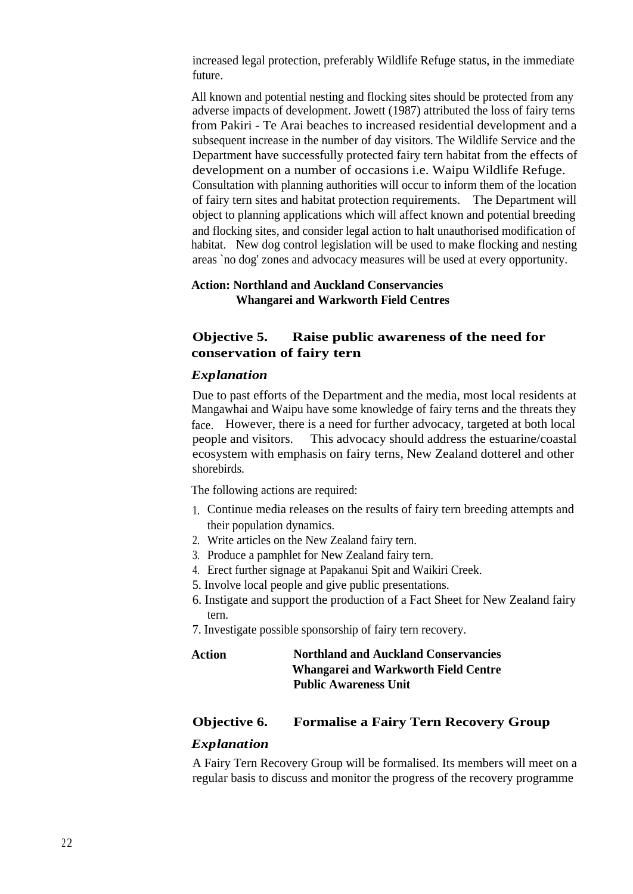increased legal protection, preferably Wildlife Refuge status, in the immediate future.

All known and potential nesting and flocking sites should be protected from any adverse impacts of development. Jowett (1987) attributed the loss of fairy terns from Pakiri - Te Arai beaches to increased residential development and a subsequent increase in the number of day visitors. The Wildlife Service and the Department have successfully protected fairy tern habitat from the effects of development on a number of occasions i.e. Waipu Wildlife Refuge. Consultation with planning authorities will occur to inform them of the location of fairy tern sites and habitat protection requirements. The Department will object to planning applications which will affect known and potential breeding and flocking sites, and consider legal action to halt unauthorised modification of habitat. New dog control legislation will be used to make flocking and nesting areas `no dog' zones and advocacy measures will be used at every opportunity.

**Action: Northland and Auckland Conservancies**
**Whangarei and Warkworth Field Centres**

## Objective 5. Raise public awareness of the need for conservation of fairy tern

### *Explanation*

Due to past efforts of the Department and the media, most local residents at Mangawhai and Waipu have some knowledge of fairy terns and the threats they face. However, there is a need for further advocacy, targeted at both local people and visitors. This advocacy should address the estuarine/coastal ecosystem with emphasis on fairy terns, New Zealand dotterel and other shorebirds.

The following actions are required:

1. Continue media releases on the results of fairy tern breeding attempts and their population dynamics.
2. Write articles on the New Zealand fairy tern.
3. Produce a pamphlet for New Zealand fairy tern.
4. Erect further signage at Papakanui Spit and Waikiri Creek.
5. Involve local people and give public presentations.
6. Instigate and support the production of a Fact Sheet for New Zealand fairy tern.
7. Investigate possible sponsorship of fairy tern recovery.

**Action** **Northland and Auckland Conservancies**
**Whangarei and Warkworth Field Centre**
**Public Awareness Unit**

## Objective 6. Formalise a Fairy Tern Recovery Group

### *Explanation*

A Fairy Tern Recovery Group will be formalised. Its members will meet on a regular basis to discuss and monitor the progress of the recovery programme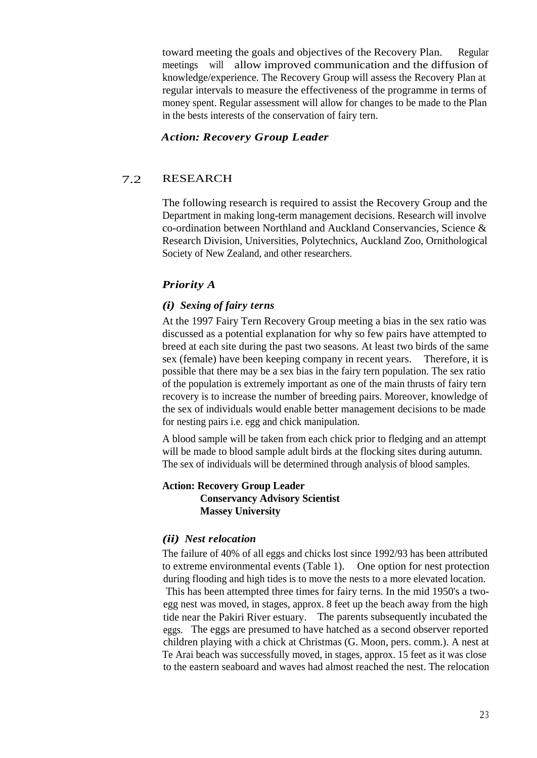toward meeting the goals and objectives of the Recovery Plan. Regular meetings will allow improved communication and the diffusion of knowledge/experience. The Recovery Group will assess the Recovery Plan at regular intervals to measure the effectiveness of the programme in terms of money spent. Regular assessment will allow for changes to be made to the Plan in the bests interests of the conservation of fairy tern.

***Action: Recovery Group Leader***

## 7.2 RESEARCH

The following research is required to assist the Recovery Group and the Department in making long-term management decisions. Research will involve co-ordination between Northland and Auckland Conservancies, Science & Research Division, Universities, Polytechnics, Auckland Zoo, Ornithological Society of New Zealand, and other researchers.

### *Priority A*

#### *(i) Sexing of fairy terns*

At the 1997 Fairy Tern Recovery Group meeting a bias in the sex ratio was discussed as a potential explanation for why so few pairs have attempted to breed at each site during the past two seasons. At least two birds of the same sex (female) have been keeping company in recent years. Therefore, it is possible that there may be a sex bias in the fairy tern population. The sex ratio of the population is extremely important as one of the main thrusts of fairy tern recovery is to increase the number of breeding pairs. Moreover, knowledge of the sex of individuals would enable better management decisions to be made for nesting pairs i.e. egg and chick manipulation.

A blood sample will be taken from each chick prior to fledging and an attempt will be made to blood sample adult birds at the flocking sites during autumn. The sex of individuals will be determined through analysis of blood samples.

**Action: Recovery Group Leader**
**Conservancy Advisory Scientist**
**Massey University**

#### *(ii) Nest relocation*

The failure of 40% of all eggs and chicks lost since 1992/93 has been attributed to extreme environmental events (Table 1). One option for nest protection during flooding and high tides is to move the nests to a more elevated location. This has been attempted three times for fairy terns. In the mid 1950's a two-egg nest was moved, in stages, approx. 8 feet up the beach away from the high tide near the Pakiri River estuary. The parents subsequently incubated the eggs. The eggs are presumed to have hatched as a second observer reported children playing with a chick at Christmas (G. Moon, pers. comm.). A nest at Te Arai beach was successfully moved, in stages, approx. 15 feet as it was close to the eastern seaboard and waves had almost reached the nest. The relocation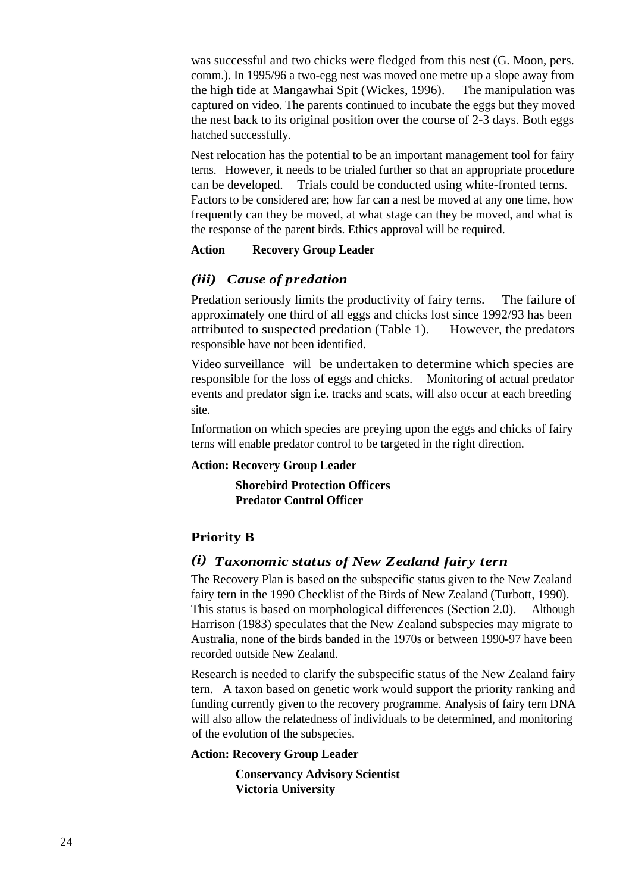was successful and two chicks were fledged from this nest (G. Moon, pers. comm.). In 1995/96 a two-egg nest was moved one metre up a slope away from the high tide at Mangawhai Spit (Wickes, 1996). The manipulation was captured on video. The parents continued to incubate the eggs but they moved the nest back to its original position over the course of 2-3 days. Both eggs hatched successfully.

Nest relocation has the potential to be an important management tool for fairy terns. However, it needs to be trialed further so that an appropriate procedure can be developed. Trials could be conducted using white-fronted terns. Factors to be considered are; how far can a nest be moved at any one time, how frequently can they be moved, at what stage can they be moved, and what is the response of the parent birds. Ethics approval will be required.

**Action Recovery Group Leader**

### *(iii) Cause of predation*

Predation seriously limits the productivity of fairy terns. The failure of approximately one third of all eggs and chicks lost since 1992/93 has been attributed to suspected predation (Table 1). However, the predators responsible have not been identified.

Video surveillance will be undertaken to determine which species are responsible for the loss of eggs and chicks. Monitoring of actual predator events and predator sign i.e. tracks and scats, will also occur at each breeding site.

Information on which species are preying upon the eggs and chicks of fairy terns will enable predator control to be targeted in the right direction.

**Action: Recovery Group Leader**

**Shorebird Protection Officers**
**Predator Control Officer**

## Priority B

### *(i) Taxonomic status of New Zealand fairy tern*

The Recovery Plan is based on the subspecific status given to the New Zealand fairy tern in the 1990 Checklist of the Birds of New Zealand (Turbott, 1990). This status is based on morphological differences (Section 2.0). Although Harrison (1983) speculates that the New Zealand subspecies may migrate to Australia, none of the birds banded in the 1970s or between 1990-97 have been recorded outside New Zealand.

Research is needed to clarify the subspecific status of the New Zealand fairy tern. A taxon based on genetic work would support the priority ranking and funding currently given to the recovery programme. Analysis of fairy tern DNA will also allow the relatedness of individuals to be determined, and monitoring of the evolution of the subspecies.

**Action: Recovery Group Leader**

**Conservancy Advisory Scientist**
**Victoria University**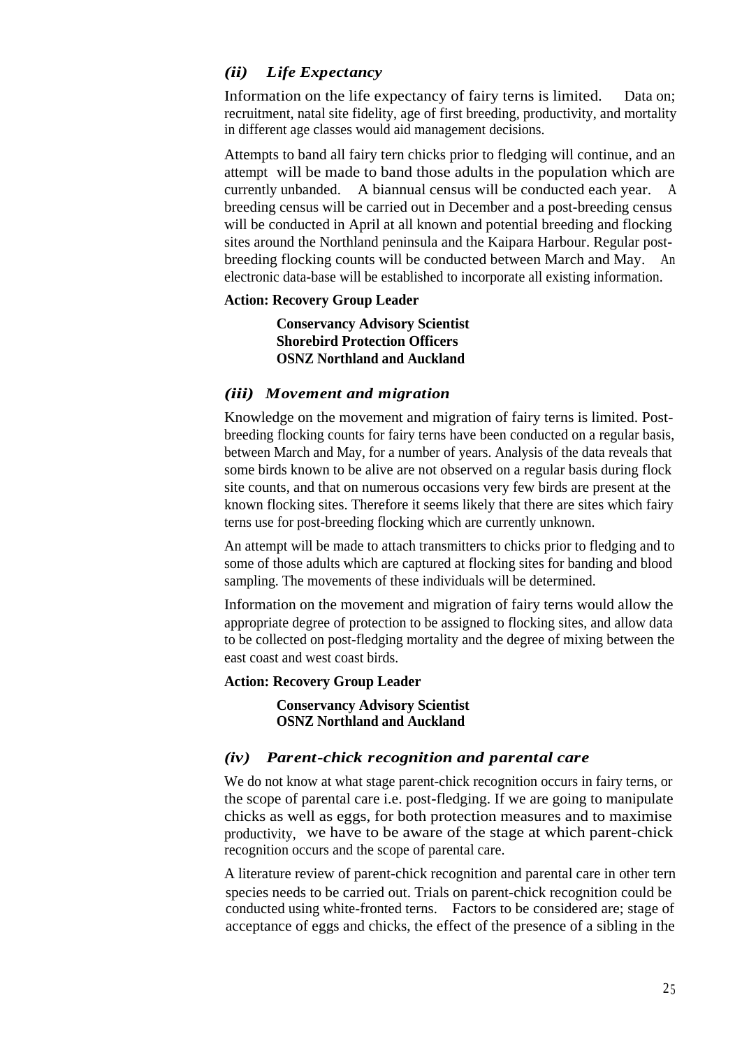### *(ii) Life Expectancy*

Information on the life expectancy of fairy terns is limited. Data on; recruitment, natal site fidelity, age of first breeding, productivity, and mortality in different age classes would aid management decisions.

Attempts to band all fairy tern chicks prior to fledging will continue, and an attempt will be made to band those adults in the population which are currently unbanded. A biannual census will be conducted each year. A breeding census will be carried out in December and a post-breeding census will be conducted in April at all known and potential breeding and flocking sites around the Northland peninsula and the Kaipara Harbour. Regular post-breeding flocking counts will be conducted between March and May. An electronic data-base will be established to incorporate all existing information.

**Action: Recovery Group Leader**

**Conservancy Advisory Scientist**
**Shorebird Protection Officers**
**OSNZ Northland and Auckland**

### *(iii) Movement and migration*

Knowledge on the movement and migration of fairy terns is limited. Post-breeding flocking counts for fairy terns have been conducted on a regular basis, between March and May, for a number of years. Analysis of the data reveals that some birds known to be alive are not observed on a regular basis during flock site counts, and that on numerous occasions very few birds are present at the known flocking sites. Therefore it seems likely that there are sites which fairy terns use for post-breeding flocking which are currently unknown.

An attempt will be made to attach transmitters to chicks prior to fledging and to some of those adults which are captured at flocking sites for banding and blood sampling. The movements of these individuals will be determined.

Information on the movement and migration of fairy terns would allow the appropriate degree of protection to be assigned to flocking sites, and allow data to be collected on post-fledging mortality and the degree of mixing between the east coast and west coast birds.

**Action: Recovery Group Leader**

**Conservancy Advisory Scientist**
**OSNZ Northland and Auckland**

### *(iv) Parent-chick recognition and parental care*

We do not know at what stage parent-chick recognition occurs in fairy terns, or the scope of parental care i.e. post-fledging. If we are going to manipulate chicks as well as eggs, for both protection measures and to maximise productivity, we have to be aware of the stage at which parent-chick recognition occurs and the scope of parental care.

A literature review of parent-chick recognition and parental care in other tern species needs to be carried out. Trials on parent-chick recognition could be conducted using white-fronted terns. Factors to be considered are; stage of acceptance of eggs and chicks, the effect of the presence of a sibling in the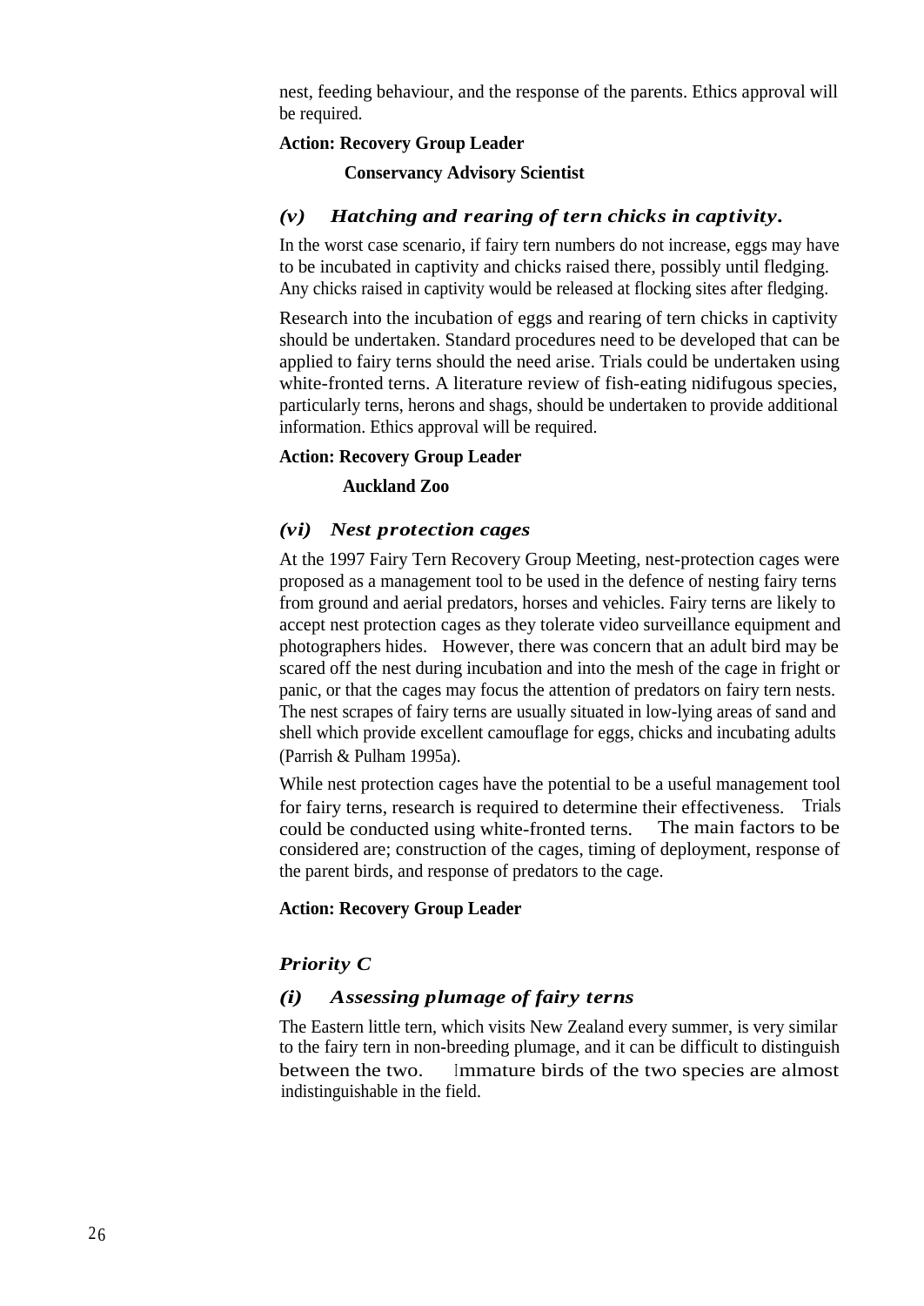nest, feeding behaviour, and the response of the parents. Ethics approval will be required.

**Action: Recovery Group Leader**

**Conservancy Advisory Scientist**

### *(v) Hatching and rearing of tern chicks in captivity.*

In the worst case scenario, if fairy tern numbers do not increase, eggs may have to be incubated in captivity and chicks raised there, possibly until fledging. Any chicks raised in captivity would be released at flocking sites after fledging.

Research into the incubation of eggs and rearing of tern chicks in captivity should be undertaken. Standard procedures need to be developed that can be applied to fairy terns should the need arise. Trials could be undertaken using white-fronted terns. A literature review of fish-eating nidifugous species, particularly terns, herons and shags, should be undertaken to provide additional information. Ethics approval will be required.

**Action: Recovery Group Leader**

**Auckland Zoo**

### *(vi) Nest protection cages*

At the 1997 Fairy Tern Recovery Group Meeting, nest-protection cages were proposed as a management tool to be used in the defence of nesting fairy terns from ground and aerial predators, horses and vehicles. Fairy terns are likely to accept nest protection cages as they tolerate video surveillance equipment and photographers hides. However, there was concern that an adult bird may be scared off the nest during incubation and into the mesh of the cage in fright or panic, or that the cages may focus the attention of predators on fairy tern nests. The nest scrapes of fairy terns are usually situated in low-lying areas of sand and shell which provide excellent camouflage for eggs, chicks and incubating adults (Parrish & Pulham 1995a).

While nest protection cages have the potential to be a useful management tool for fairy terns, research is required to determine their effectiveness. Trials could be conducted using white-fronted terns. The main factors to be considered are; construction of the cages, timing of deployment, response of the parent birds, and response of predators to the cage.

**Action: Recovery Group Leader**

## *Priority C*

### *(i) Assessing plumage of fairy terns*

The Eastern little tern, which visits New Zealand every summer, is very similar to the fairy tern in non-breeding plumage, and it can be difficult to distinguish between the two. Immature birds of the two species are almost indistinguishable in the field.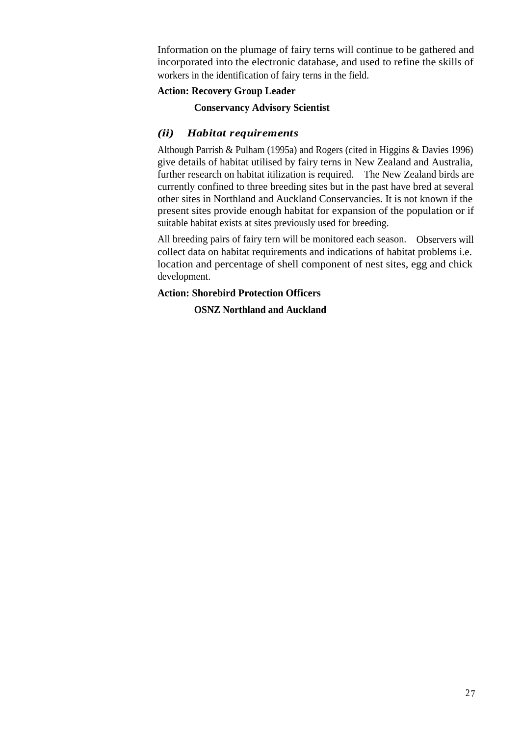Information on the plumage of fairy terns will continue to be gathered and incorporated into the electronic database, and used to refine the skills of workers in the identification of fairy terns in the field.

**Action: Recovery Group Leader**

**Conservancy Advisory Scientist**

### *(ii) Habitat requirements*

Although Parrish & Pulham (1995a) and Rogers (cited in Higgins & Davies 1996) give details of habitat utilised by fairy terns in New Zealand and Australia, further research on habitat itilization is required. The New Zealand birds are currently confined to three breeding sites but in the past have bred at several other sites in Northland and Auckland Conservancies. It is not known if the present sites provide enough habitat for expansion of the population or if suitable habitat exists at sites previously used for breeding.

All breeding pairs of fairy tern will be monitored each season. Observers will collect data on habitat requirements and indications of habitat problems i.e. location and percentage of shell component of nest sites, egg and chick development.

**Action: Shorebird Protection Officers**

**OSNZ Northland and Auckland**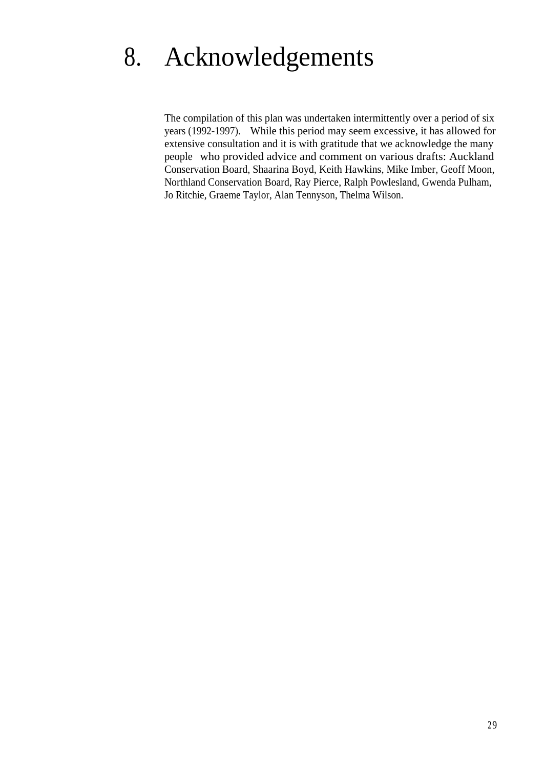# 8. Acknowledgements

The compilation of this plan was undertaken intermittently over a period of six years (1992-1997). While this period may seem excessive, it has allowed for extensive consultation and it is with gratitude that we acknowledge the many people who provided advice and comment on various drafts: Auckland Conservation Board, Shaarina Boyd, Keith Hawkins, Mike Imber, Geoff Moon, Northland Conservation Board, Ray Pierce, Ralph Powlesland, Gwenda Pulham, Jo Ritchie, Graeme Taylor, Alan Tennyson, Thelma Wilson.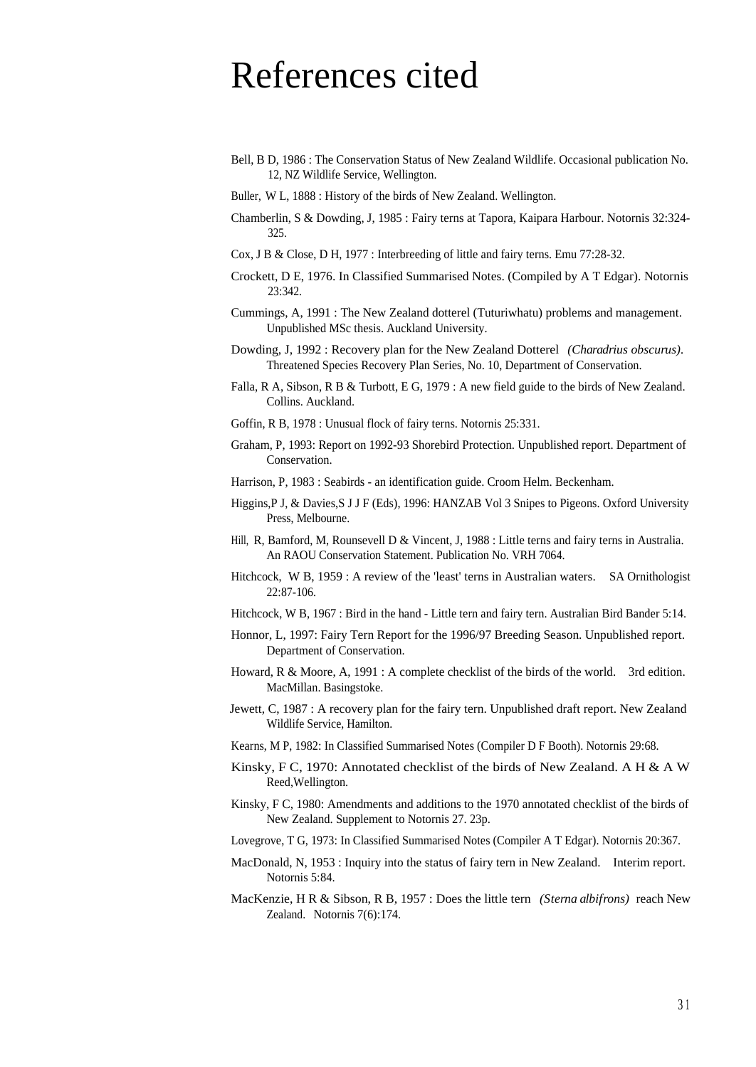# References cited

Bell, B D, 1986 : The Conservation Status of New Zealand Wildlife. Occasional publication No. 12, NZ Wildlife Service, Wellington.

Buller, W L, 1888 : History of the birds of New Zealand. Wellington.

Chamberlin, S & Dowding, J, 1985 : Fairy terns at Tapora, Kaipara Harbour. Notornis 32:324-325.

Cox, J B & Close, D H, 1977 : Interbreeding of little and fairy terns. Emu 77:28-32.

Crockett, D E, 1976. In Classified Summarised Notes. (Compiled by A T Edgar). Notornis 23:342.

Cummings, A, 1991 : The New Zealand dotterel (Tuturiwhatu) problems and management. Unpublished MSc thesis. Auckland University.

Dowding, J, 1992 : Recovery plan for the New Zealand Dotterel *(Charadrius obscurus)*. Threatened Species Recovery Plan Series, No. 10, Department of Conservation.

Falla, R A, Sibson, R B & Turbott, E G, 1979 : A new field guide to the birds of New Zealand. Collins. Auckland.

Goffin, R B, 1978 : Unusual flock of fairy terns. Notornis 25:331.

Graham, P, 1993: Report on 1992-93 Shorebird Protection. Unpublished report. Department of Conservation.

Harrison, P, 1983 : Seabirds - an identification guide. Croom Helm. Beckenham.

Higgins,P J, & Davies,S J J F (Eds), 1996: HANZAB Vol 3 Snipes to Pigeons. Oxford University Press, Melbourne.

Hill, R, Bamford, M, Rounsevell D & Vincent, J, 1988 : Little terns and fairy terns in Australia. An RAOU Conservation Statement. Publication No. VRH 7064.

Hitchcock, W B, 1959 : A review of the 'least' terns in Australian waters. SA Ornithologist 22:87-106.

Hitchcock, W B, 1967 : Bird in the hand - Little tern and fairy tern. Australian Bird Bander 5:14.

Honnor, L, 1997: Fairy Tern Report for the 1996/97 Breeding Season. Unpublished report. Department of Conservation.

Howard, R & Moore, A, 1991 : A complete checklist of the birds of the world. 3rd edition. MacMillan. Basingstoke.

Jewett, C, 1987 : A recovery plan for the fairy tern. Unpublished draft report. New Zealand Wildlife Service, Hamilton.

Kearns, M P, 1982: In Classified Summarised Notes (Compiler D F Booth). Notornis 29:68.

Kinsky, F C, 1970: Annotated checklist of the birds of New Zealand. A H & A W Reed,Wellington.

Kinsky, F C, 1980: Amendments and additions to the 1970 annotated checklist of the birds of New Zealand. Supplement to Notornis 27. 23p.

Lovegrove, T G, 1973: In Classified Summarised Notes (Compiler A T Edgar). Notornis 20:367.

MacDonald, N, 1953 : Inquiry into the status of fairy tern in New Zealand. Interim report. Notornis 5:84.

MacKenzie, H R & Sibson, R B, 1957 : Does the little tern *(Sterna albifrons)* reach New Zealand. Notornis 7(6):174.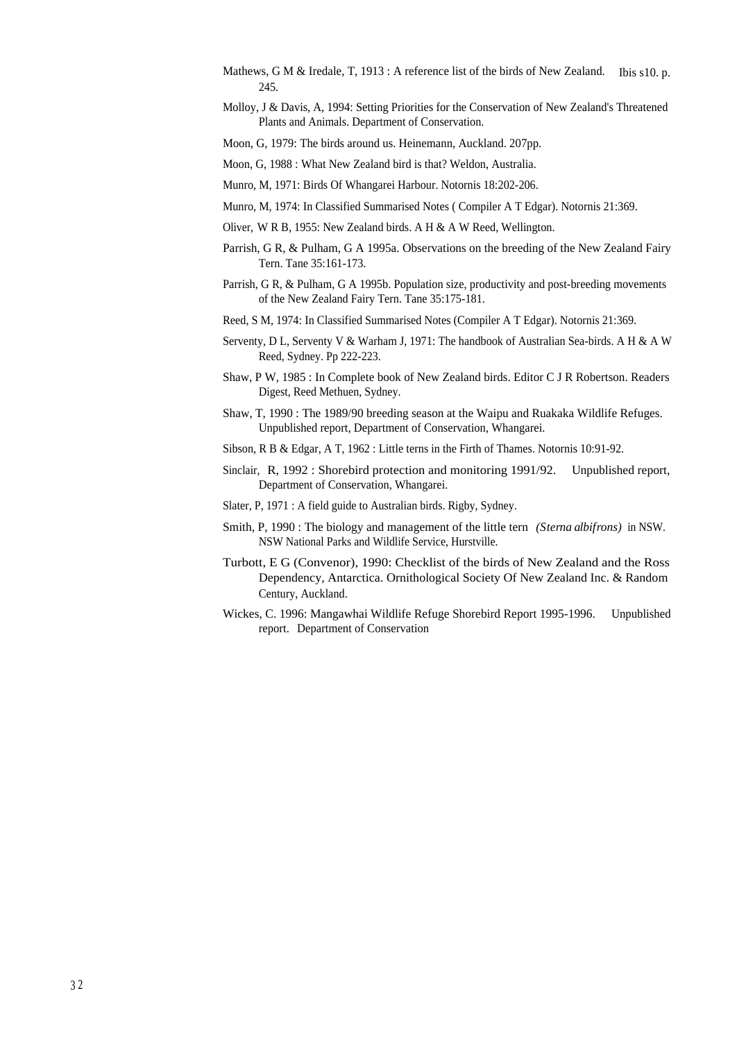Mathews, G M & Iredale, T, 1913 : A reference list of the birds of New Zealand. Ibis s10. p. 245.

Molloy, J & Davis, A, 1994: Setting Priorities for the Conservation of New Zealand's Threatened Plants and Animals. Department of Conservation.

Moon, G, 1979: The birds around us. Heinemann, Auckland. 207pp.

Moon, G, 1988 : What New Zealand bird is that? Weldon, Australia.

Munro, M, 1971: Birds Of Whangarei Harbour. Notornis 18:202-206.

Munro, M, 1974: In Classified Summarised Notes ( Compiler A T Edgar). Notornis 21:369.

Oliver, W R B, 1955: New Zealand birds. A H & A W Reed, Wellington.

Parrish, G R, & Pulham, G A 1995a. Observations on the breeding of the New Zealand Fairy Tern. Tane 35:161-173.

Parrish, G R, & Pulham, G A 1995b. Population size, productivity and post-breeding movements of the New Zealand Fairy Tern. Tane 35:175-181.

Reed, S M, 1974: In Classified Summarised Notes (Compiler A T Edgar). Notornis 21:369.

Serventy, D L, Serventy V & Warham J, 1971: The handbook of Australian Sea-birds. A H & A W Reed, Sydney. Pp 222-223.

Shaw, P W, 1985 : In Complete book of New Zealand birds. Editor C J R Robertson. Readers Digest, Reed Methuen, Sydney.

Shaw, T, 1990 : The 1989/90 breeding season at the Waipu and Ruakaka Wildlife Refuges. Unpublished report, Department of Conservation, Whangarei.

Sibson, R B & Edgar, A T, 1962 : Little terns in the Firth of Thames. Notornis 10:91-92.

Sinclair, R, 1992 : Shorebird protection and monitoring 1991/92. Unpublished report, Department of Conservation, Whangarei.

Slater, P, 1971 : A field guide to Australian birds. Rigby, Sydney.

Smith, P, 1990 : The biology and management of the little tern *(Sterna albifrons)* in NSW. NSW National Parks and Wildlife Service, Hurstville.

Turbott, E G (Convenor), 1990: Checklist of the birds of New Zealand and the Ross Dependency, Antarctica. Ornithological Society Of New Zealand Inc. & Random Century, Auckland.

Wickes, C. 1996: Mangawhai Wildlife Refuge Shorebird Report 1995-1996. Unpublished report. Department of Conservation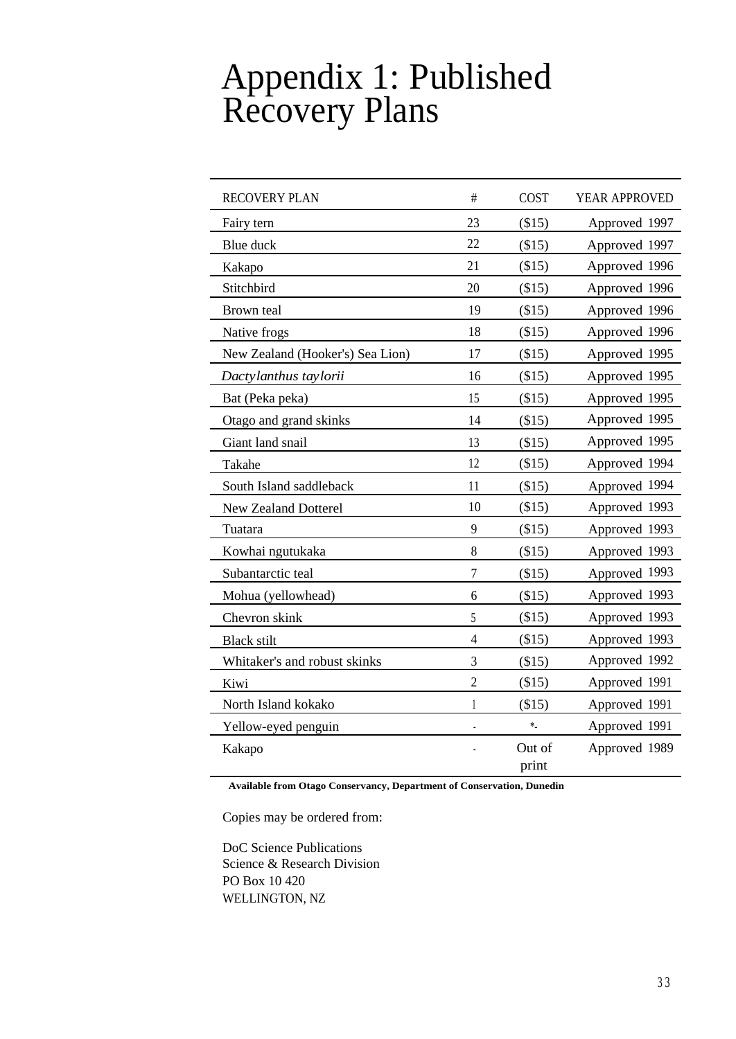# Appendix 1: Published Recovery Plans

| RECOVERY PLAN | # | COST | YEAR APPROVED |
|---|---|---|---|
| Fairy tern | 23 | ($15) | Approved 1997 |
| Blue duck | 22 | ($15) | Approved 1997 |
| Kakapo | 21 | ($15) | Approved 1996 |
| Stitchbird | 20 | ($15) | Approved 1996 |
| Brown teal | 19 | ($15) | Approved 1996 |
| Native frogs | 18 | ($15) | Approved 1996 |
| New Zealand (Hooker's) Sea Lion) | 17 | ($15) | Approved 1995 |
| *Dactylanthus taylorii* | 16 | ($15) | Approved 1995 |
| Bat (Peka peka) | 15 | ($15) | Approved 1995 |
| Otago and grand skinks | 14 | ($15) | Approved 1995 |
| Giant land snail | 13 | ($15) | Approved 1995 |
| Takahe | 12 | ($15) | Approved 1994 |
| South Island saddleback | 11 | ($15) | Approved 1994 |
| New Zealand Dotterel | 10 | ($15) | Approved 1993 |
| Tuatara | 9 | ($15) | Approved 1993 |
| Kowhai ngutukaka | 8 | ($15) | Approved 1993 |
| Subantarctic teal | 7 | ($15) | Approved 1993 |
| Mohua (yellowhead) | 6 | ($15) | Approved 1993 |
| Chevron skink | 5 | ($15) | Approved 1993 |
| Black stilt | 4 | ($15) | Approved 1993 |
| Whitaker's and robust skinks | 3 | ($15) | Approved 1992 |
| Kiwi | 2 | ($15) | Approved 1991 |
| North Island kokako | 1 | ($15) | Approved 1991 |
| Yellow-eyed penguin | - | *- | Approved 1991 |
| Kakapo | - | Out of print | Approved 1989 |

**Available from Otago Conservancy, Department of Conservation, Dunedin**

Copies may be ordered from:

DoC Science Publications  
Science & Research Division  
PO Box 10 420  
WELLINGTON, NZ